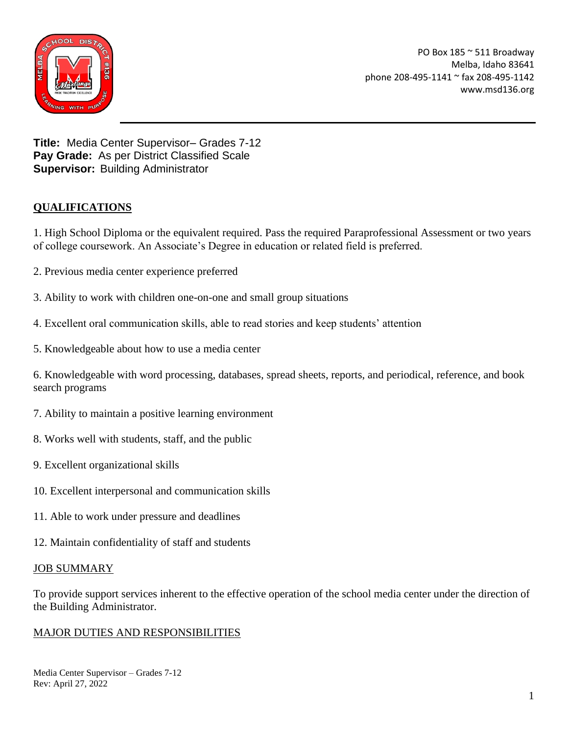PO Box 185 ~ 511 Broadway
Melba, Idaho 83641
phone 208-495-1141 ~ fax 208-495-1142
www.msd136.org

**Title:** Media Center Supervisor– Grades 7-12
**Pay Grade:** As per District Classified Scale
**Supervisor:** Building Administrator

## QUALIFICATIONS

1. High School Diploma or the equivalent required. Pass the required Paraprofessional Assessment or two years of college coursework. An Associate's Degree in education or related field is preferred.

2. Previous media center experience preferred

3. Ability to work with children one-on-one and small group situations

4. Excellent oral communication skills, able to read stories and keep students' attention

5. Knowledgeable about how to use a media center

6. Knowledgeable with word processing, databases, spread sheets, reports, and periodical, reference, and book search programs

7. Ability to maintain a positive learning environment

8. Works well with students, staff, and the public

9. Excellent organizational skills

10. Excellent interpersonal and communication skills

11. Able to work under pressure and deadlines

12. Maintain confidentiality of staff and students

## JOB SUMMARY

To provide support services inherent to the effective operation of the school media center under the direction of the Building Administrator.

## MAJOR DUTIES AND RESPONSIBILITIES

Media Center Supervisor – Grades 7-12
Rev: April 27, 2022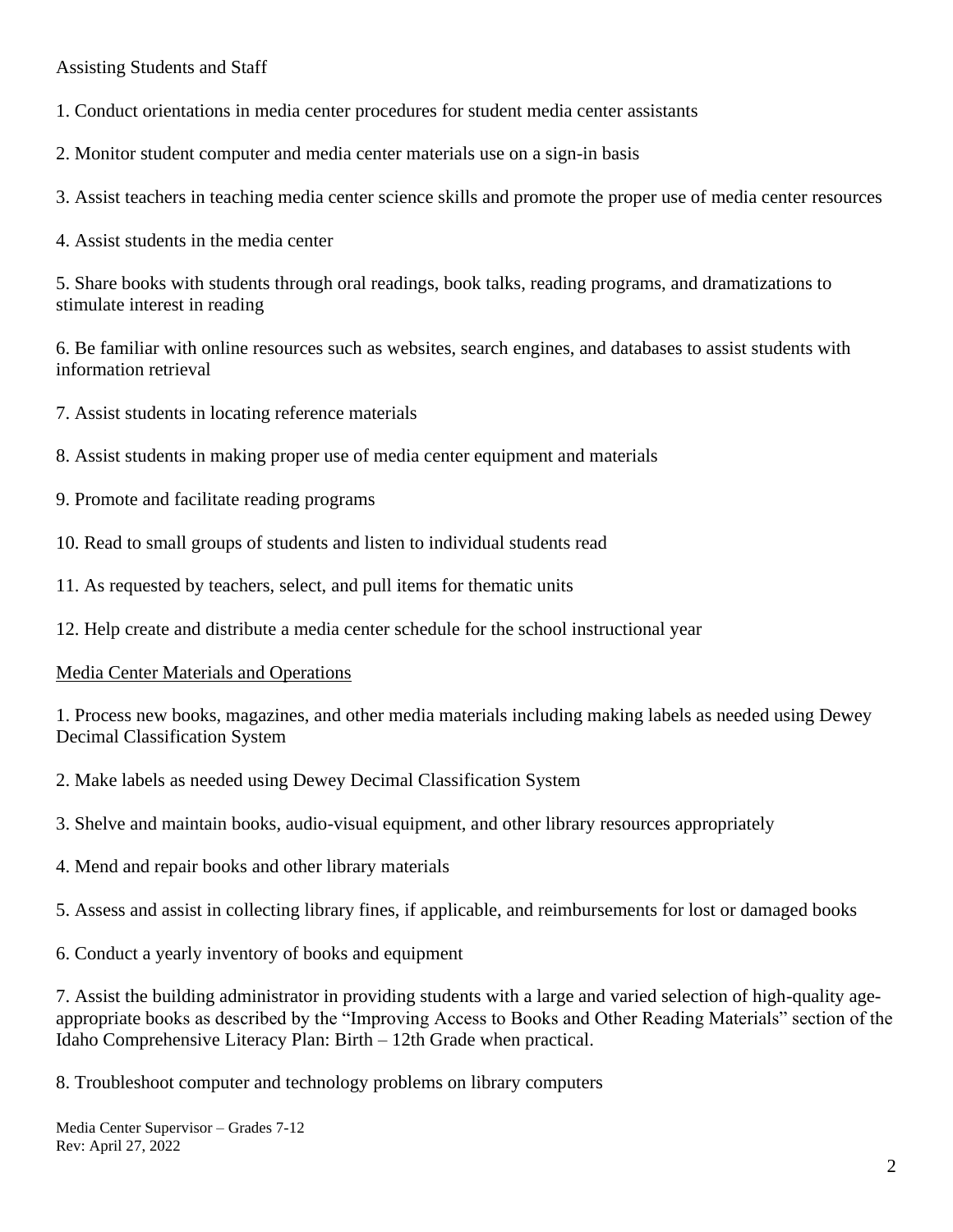Assisting Students and Staff

1. Conduct orientations in media center procedures for student media center assistants
2. Monitor student computer and media center materials use on a sign-in basis
3. Assist teachers in teaching media center science skills and promote the proper use of media center resources
4. Assist students in the media center
5. Share books with students through oral readings, book talks, reading programs, and dramatizations to stimulate interest in reading
6. Be familiar with online resources such as websites, search engines, and databases to assist students with information retrieval
7. Assist students in locating reference materials
8. Assist students in making proper use of media center equipment and materials
9. Promote and facilitate reading programs
10. Read to small groups of students and listen to individual students read
11. As requested by teachers, select, and pull items for thematic units
12. Help create and distribute a media center schedule for the school instructional year

<u>Media Center Materials and Operations</u>

1. Process new books, magazines, and other media materials including making labels as needed using Dewey Decimal Classification System
2. Make labels as needed using Dewey Decimal Classification System
3. Shelve and maintain books, audio-visual equipment, and other library resources appropriately
4. Mend and repair books and other library materials
5. Assess and assist in collecting library fines, if applicable, and reimbursements for lost or damaged books
6. Conduct a yearly inventory of books and equipment
7. Assist the building administrator in providing students with a large and varied selection of high-quality age-appropriate books as described by the "Improving Access to Books and Other Reading Materials" section of the Idaho Comprehensive Literacy Plan: Birth – 12th Grade when practical.
8. Troubleshoot computer and technology problems on library computers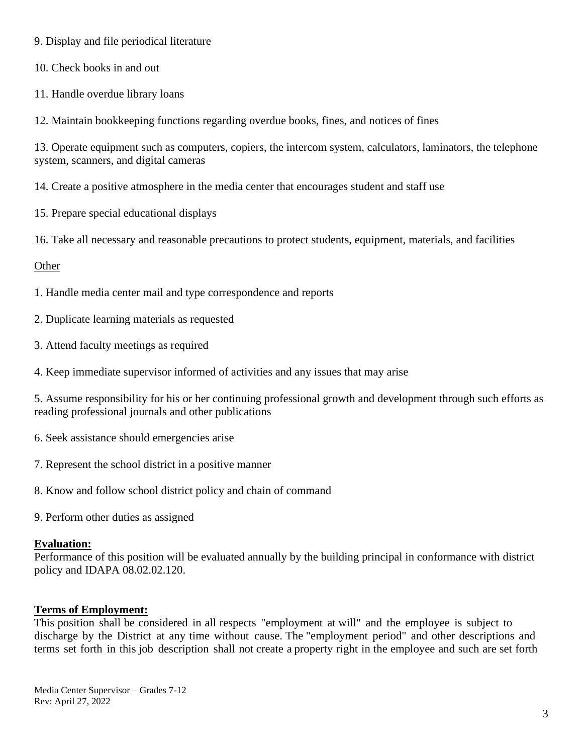9. Display and file periodical literature

10. Check books in and out

11. Handle overdue library loans

12. Maintain bookkeeping functions regarding overdue books, fines, and notices of fines

13. Operate equipment such as computers, copiers, the intercom system, calculators, laminators, the telephone system, scanners, and digital cameras

14. Create a positive atmosphere in the media center that encourages student and staff use

15. Prepare special educational displays

16. Take all necessary and reasonable precautions to protect students, equipment, materials, and facilities

<u>Other</u>

1. Handle media center mail and type correspondence and reports

2. Duplicate learning materials as requested

3. Attend faculty meetings as required

4. Keep immediate supervisor informed of activities and any issues that may arise

5. Assume responsibility for his or her continuing professional growth and development through such efforts as reading professional journals and other publications

6. Seek assistance should emergencies arise

7. Represent the school district in a positive manner

8. Know and follow school district policy and chain of command

9. Perform other duties as assigned

**Evaluation:**

Performance of this position will be evaluated annually by the building principal in conformance with district policy and IDAPA 08.02.02.120.

**Terms of Employment:**

This position shall be considered in all respects "employment at will" and the employee is subject to discharge by the District at any time without cause. The "employment period" and other descriptions and terms set forth in this job description shall not create a property right in the employee and such are set forth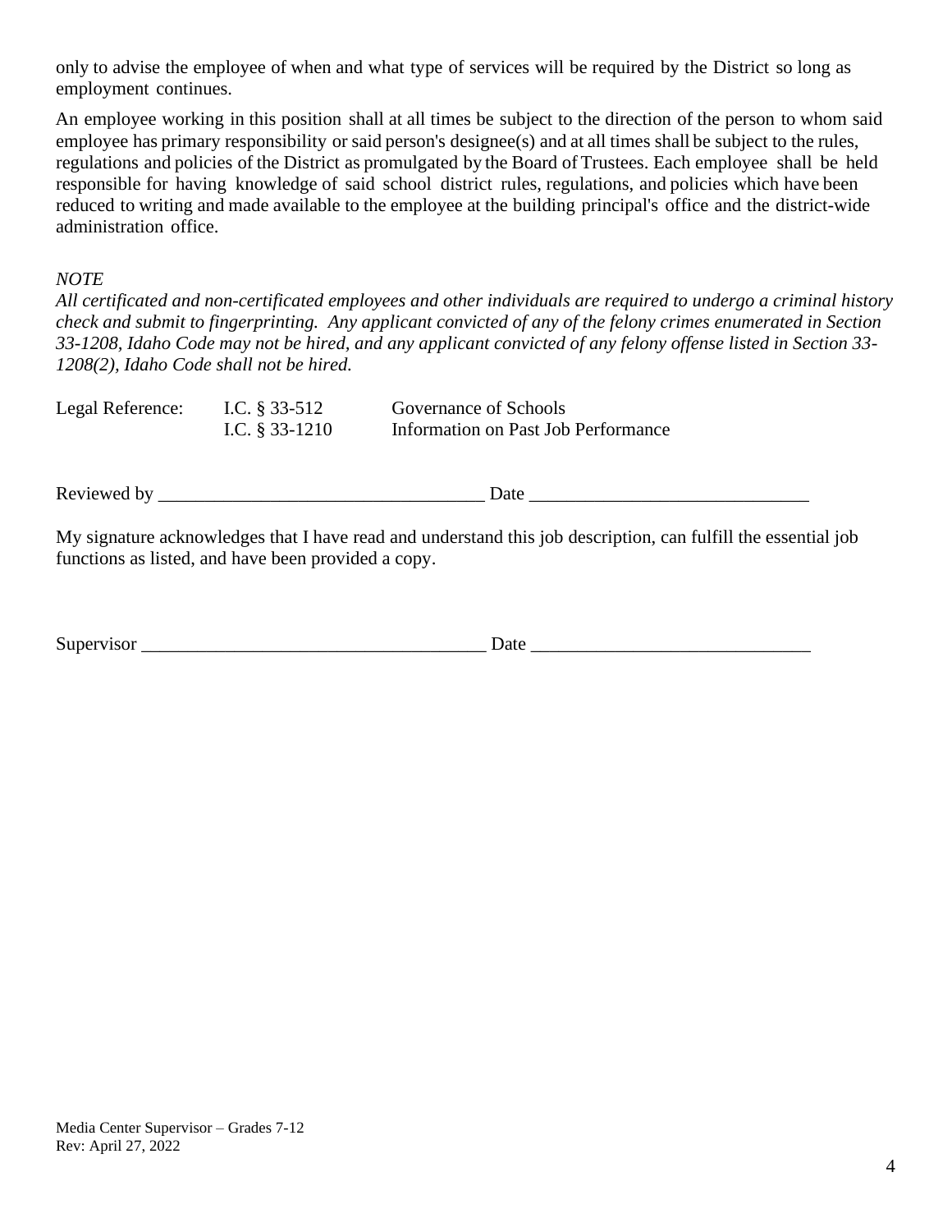only to advise the employee of when and what type of services will be required by the District so long as employment continues.

An employee working in this position shall at all times be subject to the direction of the person to whom said employee has primary responsibility or said person's designee(s) and at all times shall be subject to the rules, regulations and policies of the District as promulgated by the Board of Trustees. Each employee shall be held responsible for having knowledge of said school district rules, regulations, and policies which have been reduced to writing and made available to the employee at the building principal's office and the district-wide administration office.

*NOTE*
*All certificated and non-certificated employees and other individuals are required to undergo a criminal history check and submit to fingerprinting. Any applicant convicted of any of the felony crimes enumerated in Section 33-1208, Idaho Code may not be hired, and any applicant convicted of any felony offense listed in Section 33-1208(2), Idaho Code shall not be hired.*

| | | |
|---|---|---|
| Legal Reference: | I.C. § 33-512 | Governance of Schools |
| | I.C. § 33-1210 | Information on Past Job Performance |

Reviewed by ___________________________________ Date ______________________________

My signature acknowledges that I have read and understand this job description, can fulfill the essential job functions as listed, and have been provided a copy.

Supervisor _____________________________________ Date ______________________________

Media Center Supervisor – Grades 7-12
Rev: April 27, 2022